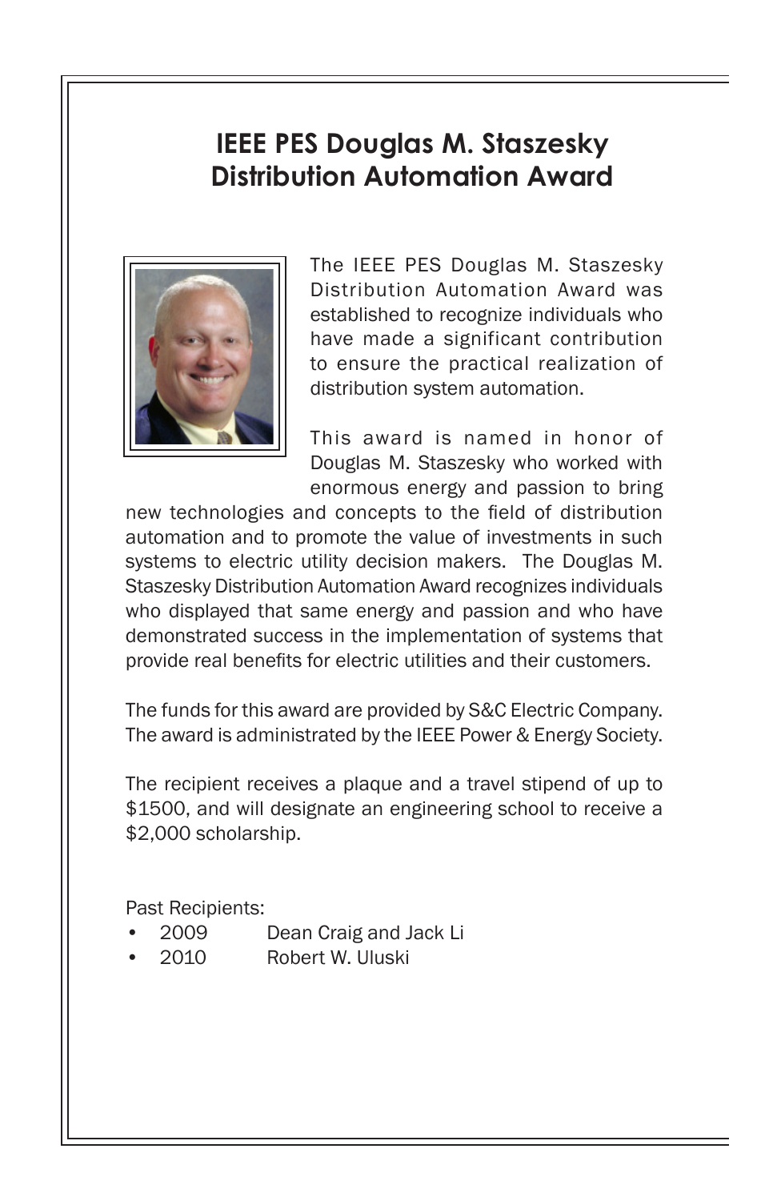# IEEE PES Douglas M. Staszesky Distribution Automation Award

The IEEE PES Douglas M. Staszesky Distribution Automation Award was established to recognize individuals who have made a significant contribution to ensure the practical realization of distribution system automation.

This award is named in honor of Douglas M. Staszesky who worked with enormous energy and passion to bring new technologies and concepts to the field of distribution automation and to promote the value of investments in such systems to electric utility decision makers. The Douglas M. Staszesky Distribution Automation Award recognizes individuals who displayed that same energy and passion and who have demonstrated success in the implementation of systems that provide real benefits for electric utilities and their customers.

The funds for this award are provided by S&C Electric Company. The award is administrated by the IEEE Power & Energy Society.

The recipient receives a plaque and a travel stipend of up to $1500, and will designate an engineering school to receive a $2,000 scholarship.

Past Recipients:

- 2009 Dean Craig and Jack Li
- 2010 Robert W. Uluski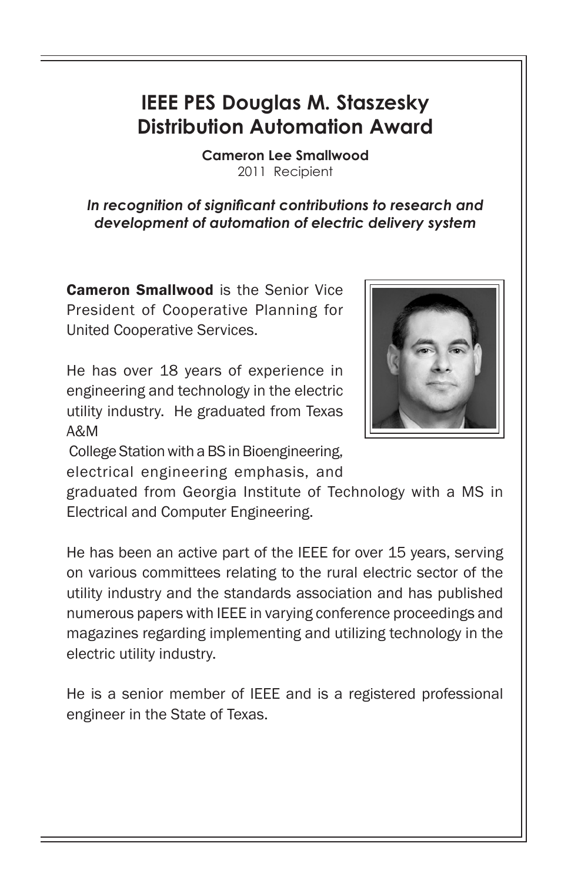# IEEE PES Douglas M. Staszesky Distribution Automation Award

**Cameron Lee Smallwood**
2011 Recipient

***In recognition of significant contributions to research and development of automation of electric delivery system***

**Cameron Smallwood** is the Senior Vice President of Cooperative Planning for United Cooperative Services.

He has over 18 years of experience in engineering and technology in the electric utility industry. He graduated from Texas A&M College Station with a BS in Bioengineering, electrical engineering emphasis, and graduated from Georgia Institute of Technology with a MS in Electrical and Computer Engineering.

He has been an active part of the IEEE for over 15 years, serving on various committees relating to the rural electric sector of the utility industry and the standards association and has published numerous papers with IEEE in varying conference proceedings and magazines regarding implementing and utilizing technology in the electric utility industry.

He is a senior member of IEEE and is a registered professional engineer in the State of Texas.